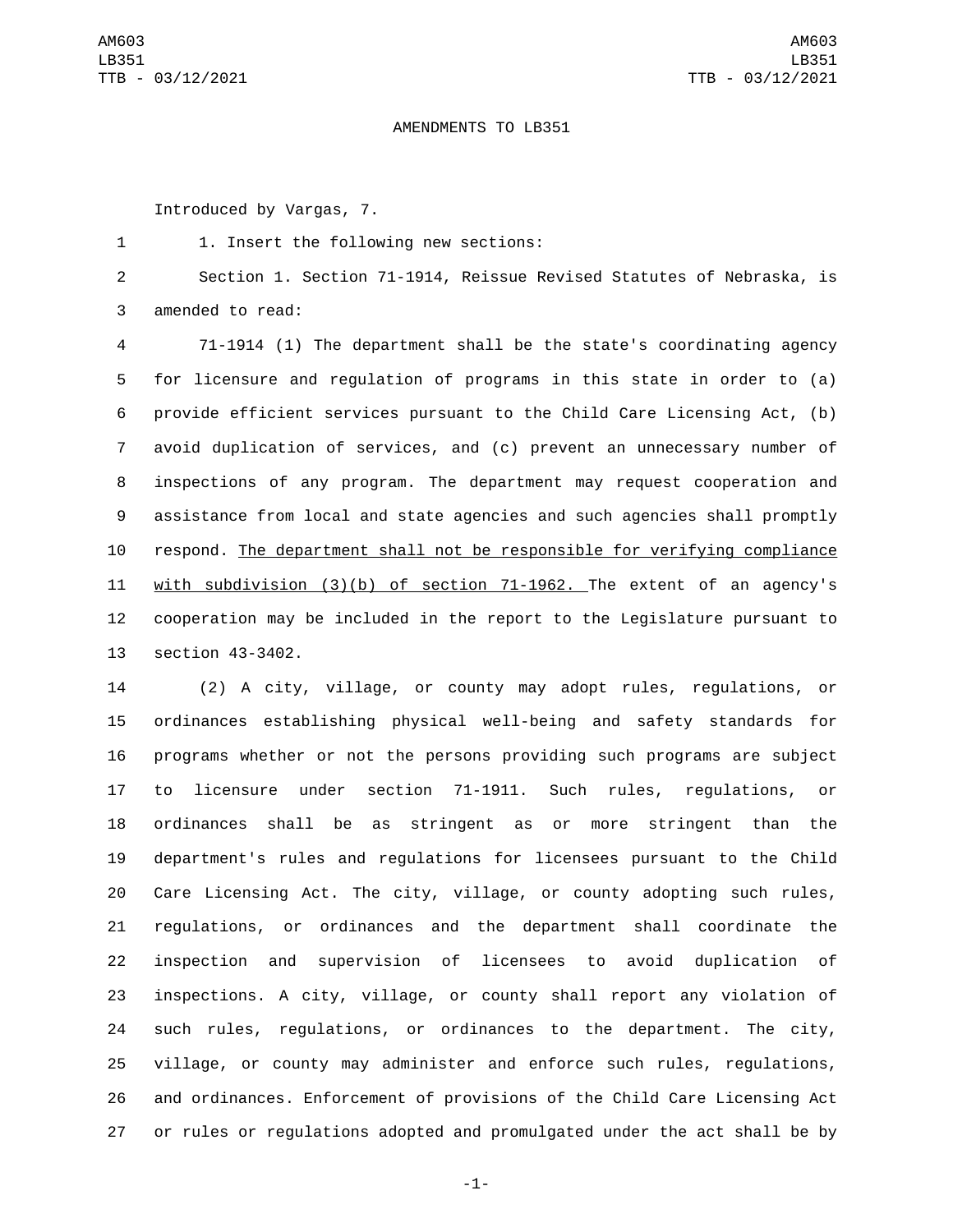AMENDMENTS TO LB351

Introduced by Vargas, 7.

1. Insert the following new sections:

Section 1. Section 71-1914, Reissue Revised Statutes of Nebraska, is amended to read:

71-1914 (1) The department shall be the state's coordinating agency for licensure and regulation of programs in this state in order to (a) provide efficient services pursuant to the Child Care Licensing Act, (b) avoid duplication of services, and (c) prevent an unnecessary number of inspections of any program. The department may request cooperation and assistance from local and state agencies and such agencies shall promptly respond. <u>The department shall not be responsible for verifying compliance with subdivision (3)(b) of section 71-1962.</u> The extent of an agency's cooperation may be included in the report to the Legislature pursuant to section 43-3402.

(2) A city, village, or county may adopt rules, regulations, or ordinances establishing physical well-being and safety standards for programs whether or not the persons providing such programs are subject to licensure under section 71-1911. Such rules, regulations, or ordinances shall be as stringent as or more stringent than the department's rules and regulations for licensees pursuant to the Child Care Licensing Act. The city, village, or county adopting such rules, regulations, or ordinances and the department shall coordinate the inspection and supervision of licensees to avoid duplication of inspections. A city, village, or county shall report any violation of such rules, regulations, or ordinances to the department. The city, village, or county may administer and enforce such rules, regulations, and ordinances. Enforcement of provisions of the Child Care Licensing Act or rules or regulations adopted and promulgated under the act shall be by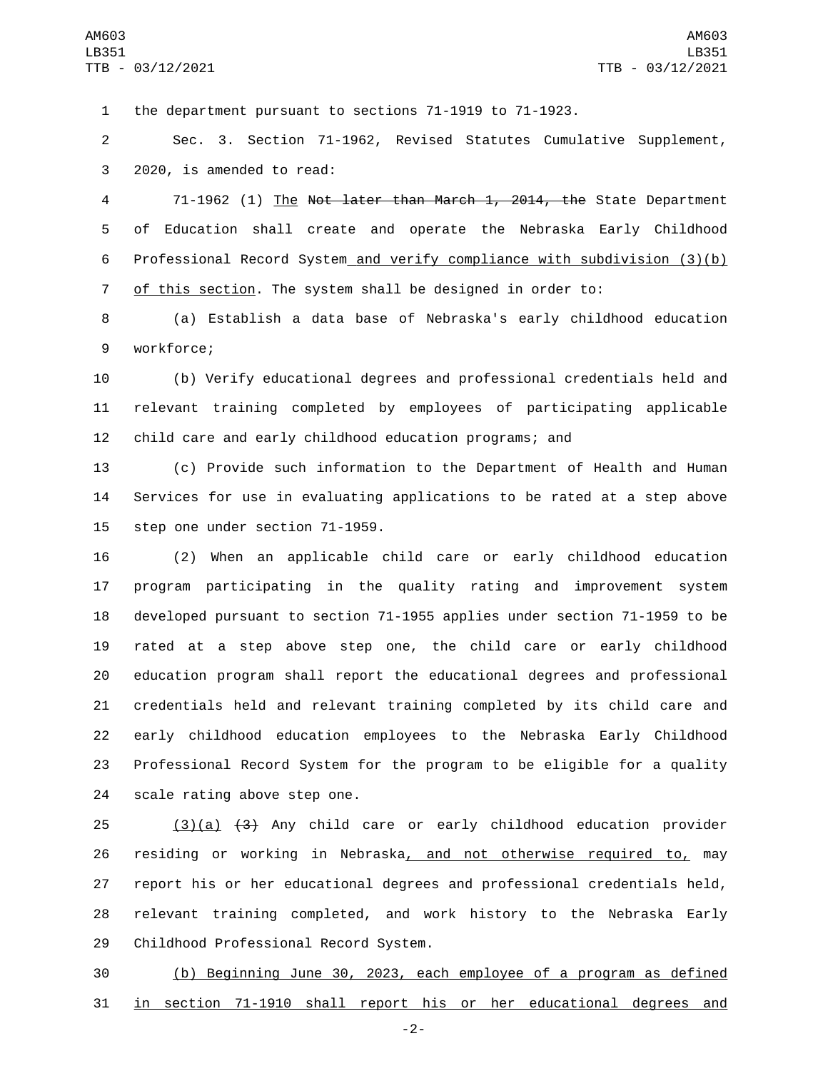the department pursuant to sections 71-1919 to 71-1923.

Sec. 3. Section 71-1962, Revised Statutes Cumulative Supplement, 2020, is amended to read:

71-1962 (1) <u>The</u> ~~Not later than March 1, 2014, the~~ State Department of Education shall create and operate the Nebraska Early Childhood Professional Record System<u> and verify compliance with subdivision (3)(b) of this section</u>. The system shall be designed in order to:

(a) Establish a data base of Nebraska's early childhood education workforce;

(b) Verify educational degrees and professional credentials held and relevant training completed by employees of participating applicable child care and early childhood education programs; and

(c) Provide such information to the Department of Health and Human Services for use in evaluating applications to be rated at a step above step one under section 71-1959.

(2) When an applicable child care or early childhood education program participating in the quality rating and improvement system developed pursuant to section 71-1955 applies under section 71-1959 to be rated at a step above step one, the child care or early childhood education program shall report the educational degrees and professional credentials held and relevant training completed by its child care and early childhood education employees to the Nebraska Early Childhood Professional Record System for the program to be eligible for a quality scale rating above step one.

<u>(3)(a)</u> ~~(3)~~ Any child care or early childhood education provider residing or working in Nebraska<u>, and not otherwise required to,</u> may report his or her educational degrees and professional credentials held, relevant training completed, and work history to the Nebraska Early Childhood Professional Record System.

<u>(b) Beginning June 30, 2023, each employee of a program as defined in section 71-1910 shall report his or her educational degrees and</u>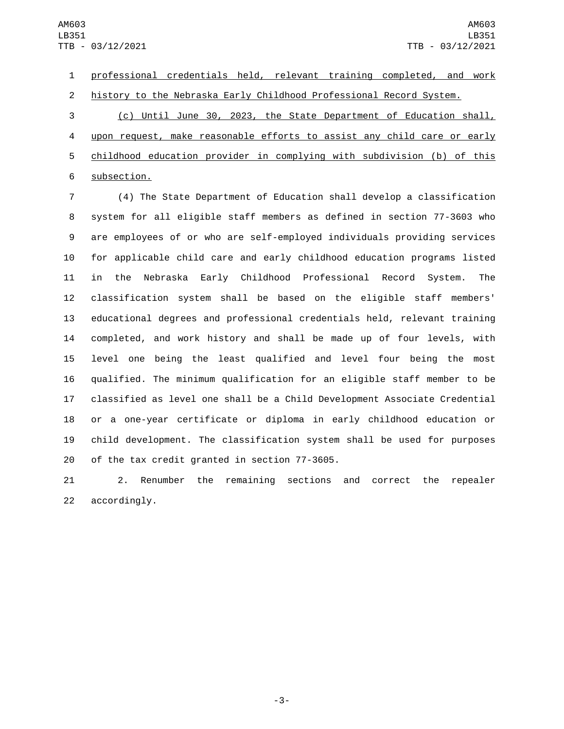professional credentials held, relevant training completed, and work history to the Nebraska Early Childhood Professional Record System.

(c) Until June 30, 2023, the State Department of Education shall, upon request, make reasonable efforts to assist any child care or early childhood education provider in complying with subdivision (b) of this subsection.

(4) The State Department of Education shall develop a classification system for all eligible staff members as defined in section 77-3603 who are employees of or who are self-employed individuals providing services for applicable child care and early childhood education programs listed in the Nebraska Early Childhood Professional Record System. The classification system shall be based on the eligible staff members' educational degrees and professional credentials held, relevant training completed, and work history and shall be made up of four levels, with level one being the least qualified and level four being the most qualified. The minimum qualification for an eligible staff member to be classified as level one shall be a Child Development Associate Credential or a one-year certificate or diploma in early childhood education or child development. The classification system shall be used for purposes of the tax credit granted in section 77-3605.

2. Renumber the remaining sections and correct the repealer accordingly.